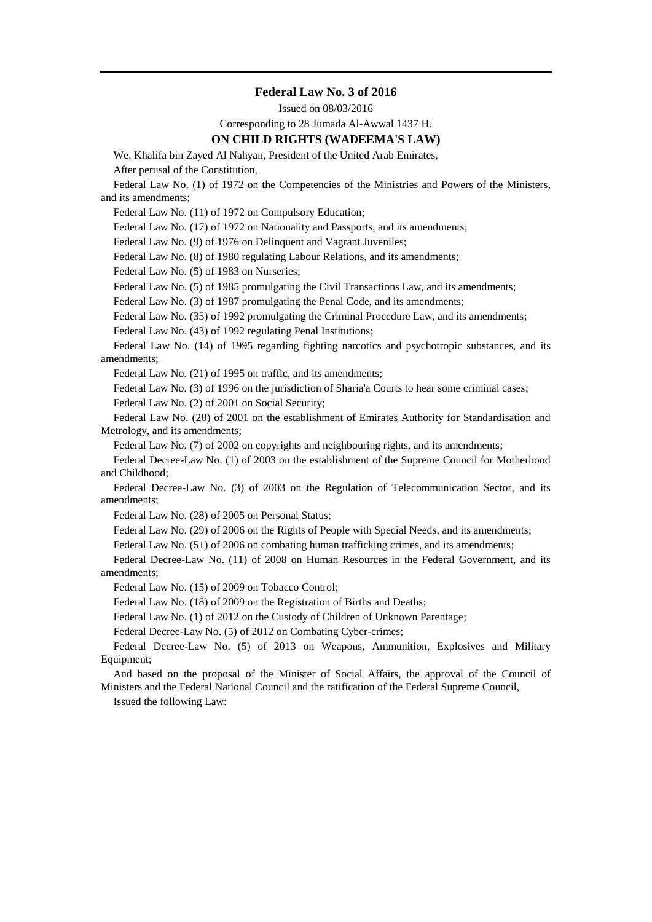# Federal Law No. 3 of 2016

Issued on 08/03/2016

Corresponding to 28 Jumada Al-Awwal 1437 H.

## ON CHILD RIGHTS (WADEEMA'S LAW)

We, Khalifa bin Zayed Al Nahyan, President of the United Arab Emirates,

After perusal of the Constitution,

Federal Law No. (1) of 1972 on the Competencies of the Ministries and Powers of the Ministers, and its amendments;

Federal Law No. (11) of 1972 on Compulsory Education;

Federal Law No. (17) of 1972 on Nationality and Passports, and its amendments;

Federal Law No. (9) of 1976 on Delinquent and Vagrant Juveniles;

Federal Law No. (8) of 1980 regulating Labour Relations, and its amendments;

Federal Law No. (5) of 1983 on Nurseries;

Federal Law No. (5) of 1985 promulgating the Civil Transactions Law, and its amendments;

Federal Law No. (3) of 1987 promulgating the Penal Code, and its amendments;

Federal Law No. (35) of 1992 promulgating the Criminal Procedure Law, and its amendments;

Federal Law No. (43) of 1992 regulating Penal Institutions;

Federal Law No. (14) of 1995 regarding fighting narcotics and psychotropic substances, and its amendments;

Federal Law No. (21) of 1995 on traffic, and its amendments;

Federal Law No. (3) of 1996 on the jurisdiction of Sharia'a Courts to hear some criminal cases;

Federal Law No. (2) of 2001 on Social Security;

Federal Law No. (28) of 2001 on the establishment of Emirates Authority for Standardisation and Metrology, and its amendments;

Federal Law No. (7) of 2002 on copyrights and neighbouring rights, and its amendments;

Federal Decree-Law No. (1) of 2003 on the establishment of the Supreme Council for Motherhood and Childhood;

Federal Decree-Law No. (3) of 2003 on the Regulation of Telecommunication Sector, and its amendments;

Federal Law No. (28) of 2005 on Personal Status;

Federal Law No. (29) of 2006 on the Rights of People with Special Needs, and its amendments;

Federal Law No. (51) of 2006 on combating human trafficking crimes, and its amendments;

Federal Decree-Law No. (11) of 2008 on Human Resources in the Federal Government, and its amendments;

Federal Law No. (15) of 2009 on Tobacco Control;

Federal Law No. (18) of 2009 on the Registration of Births and Deaths;

Federal Law No. (1) of 2012 on the Custody of Children of Unknown Parentage;

Federal Decree-Law No. (5) of 2012 on Combating Cyber-crimes;

Federal Decree-Law No. (5) of 2013 on Weapons, Ammunition, Explosives and Military Equipment;

And based on the proposal of the Minister of Social Affairs, the approval of the Council of Ministers and the Federal National Council and the ratification of the Federal Supreme Council,

Issued the following Law: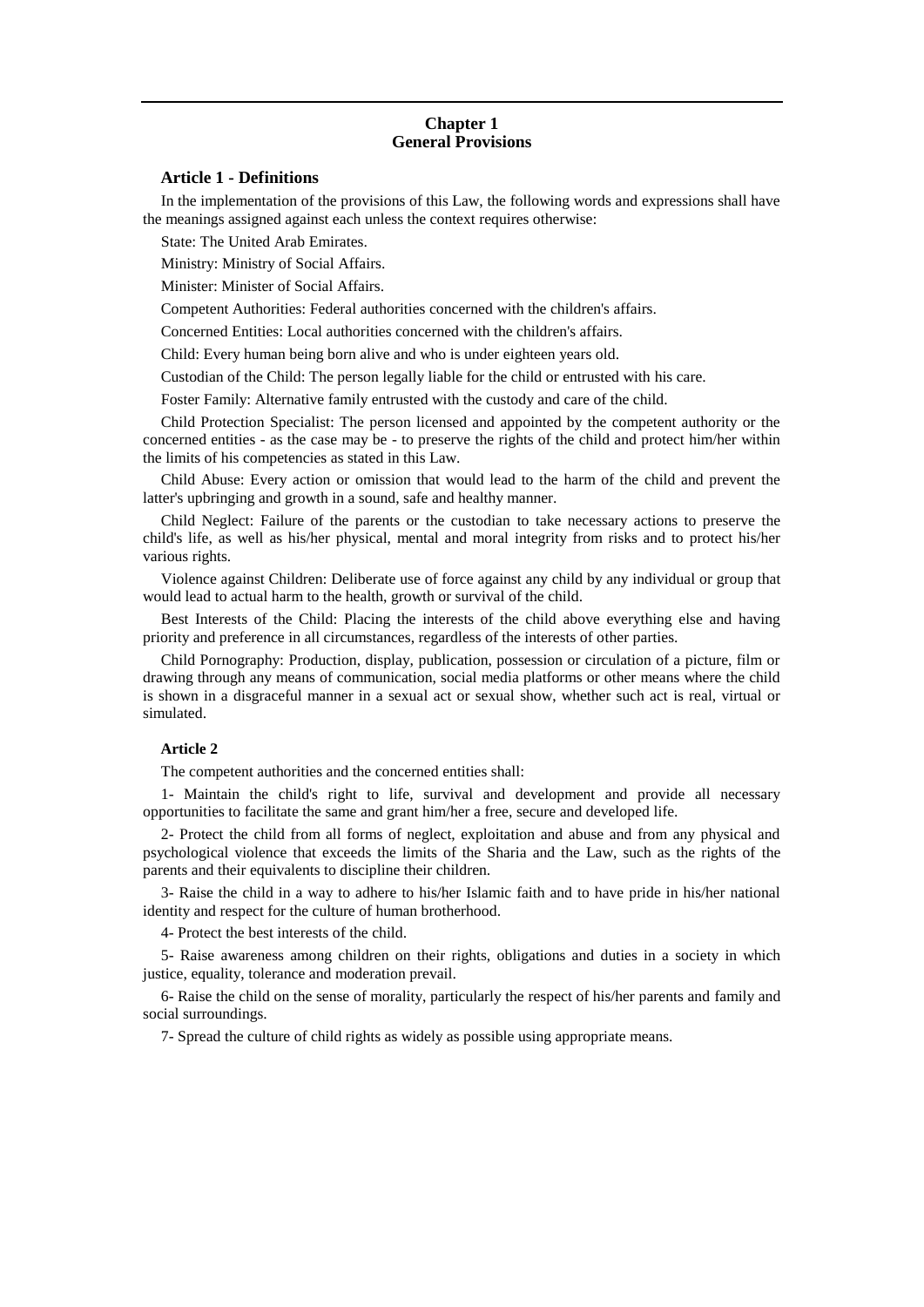## Chapter 1
## General Provisions

### Article 1 - Definitions

In the implementation of the provisions of this Law, the following words and expressions shall have the meanings assigned against each unless the context requires otherwise:

State: The United Arab Emirates.

Ministry: Ministry of Social Affairs.

Minister: Minister of Social Affairs.

Competent Authorities: Federal authorities concerned with the children's affairs.

Concerned Entities: Local authorities concerned with the children's affairs.

Child: Every human being born alive and who is under eighteen years old.

Custodian of the Child: The person legally liable for the child or entrusted with his care.

Foster Family: Alternative family entrusted with the custody and care of the child.

Child Protection Specialist: The person licensed and appointed by the competent authority or the concerned entities - as the case may be - to preserve the rights of the child and protect him/her within the limits of his competencies as stated in this Law.

Child Abuse: Every action or omission that would lead to the harm of the child and prevent the latter's upbringing and growth in a sound, safe and healthy manner.

Child Neglect: Failure of the parents or the custodian to take necessary actions to preserve the child's life, as well as his/her physical, mental and moral integrity from risks and to protect his/her various rights.

Violence against Children: Deliberate use of force against any child by any individual or group that would lead to actual harm to the health, growth or survival of the child.

Best Interests of the Child: Placing the interests of the child above everything else and having priority and preference in all circumstances, regardless of the interests of other parties.

Child Pornography: Production, display, publication, possession or circulation of a picture, film or drawing through any means of communication, social media platforms or other means where the child is shown in a disgraceful manner in a sexual act or sexual show, whether such act is real, virtual or simulated.

#### Article 2

The competent authorities and the concerned entities shall:

1- Maintain the child's right to life, survival and development and provide all necessary opportunities to facilitate the same and grant him/her a free, secure and developed life.

2- Protect the child from all forms of neglect, exploitation and abuse and from any physical and psychological violence that exceeds the limits of the Sharia and the Law, such as the rights of the parents and their equivalents to discipline their children.

3- Raise the child in a way to adhere to his/her Islamic faith and to have pride in his/her national identity and respect for the culture of human brotherhood.

4- Protect the best interests of the child.

5- Raise awareness among children on their rights, obligations and duties in a society in which justice, equality, tolerance and moderation prevail.

6- Raise the child on the sense of morality, particularly the respect of his/her parents and family and social surroundings.

7- Spread the culture of child rights as widely as possible using appropriate means.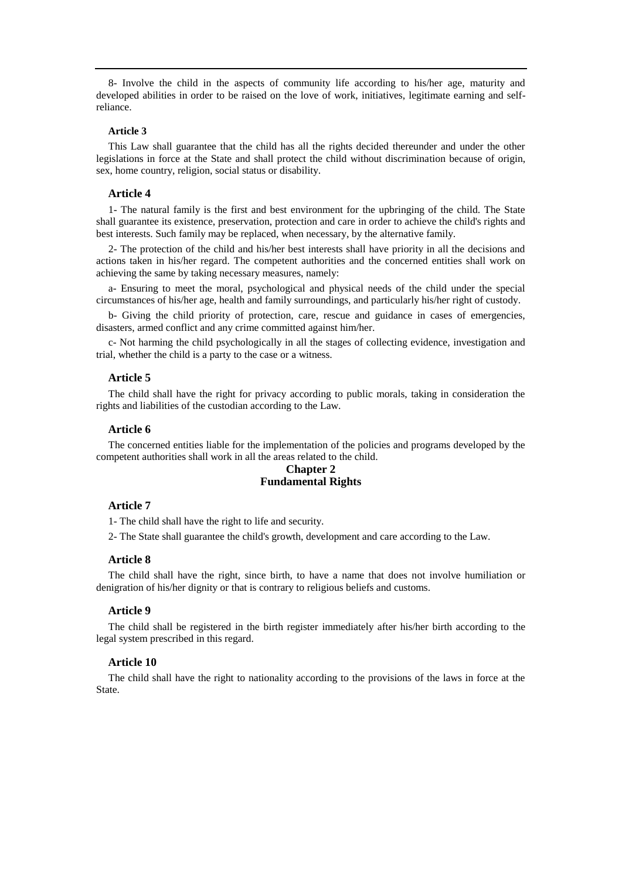8- Involve the child in the aspects of community life according to his/her age, maturity and developed abilities in order to be raised on the love of work, initiatives, legitimate earning and self-reliance.

#### Article 3

This Law shall guarantee that the child has all the rights decided thereunder and under the other legislations in force at the State and shall protect the child without discrimination because of origin, sex, home country, religion, social status or disability.

### Article 4

1- The natural family is the first and best environment for the upbringing of the child. The State shall guarantee its existence, preservation, protection and care in order to achieve the child's rights and best interests. Such family may be replaced, when necessary, by the alternative family.

2- The protection of the child and his/her best interests shall have priority in all the decisions and actions taken in his/her regard. The competent authorities and the concerned entities shall work on achieving the same by taking necessary measures, namely:

a- Ensuring to meet the moral, psychological and physical needs of the child under the special circumstances of his/her age, health and family surroundings, and particularly his/her right of custody.

b- Giving the child priority of protection, care, rescue and guidance in cases of emergencies, disasters, armed conflict and any crime committed against him/her.

c- Not harming the child psychologically in all the stages of collecting evidence, investigation and trial, whether the child is a party to the case or a witness.

### Article 5

The child shall have the right for privacy according to public morals, taking in consideration the rights and liabilities of the custodian according to the Law.

### Article 6

The concerned entities liable for the implementation of the policies and programs developed by the competent authorities shall work in all the areas related to the child.

## Chapter 2
## Fundamental Rights

### Article 7

1- The child shall have the right to life and security.

2- The State shall guarantee the child's growth, development and care according to the Law.

### Article 8

The child shall have the right, since birth, to have a name that does not involve humiliation or denigration of his/her dignity or that is contrary to religious beliefs and customs.

### Article 9

The child shall be registered in the birth register immediately after his/her birth according to the legal system prescribed in this regard.

### Article 10

The child shall have the right to nationality according to the provisions of the laws in force at the State.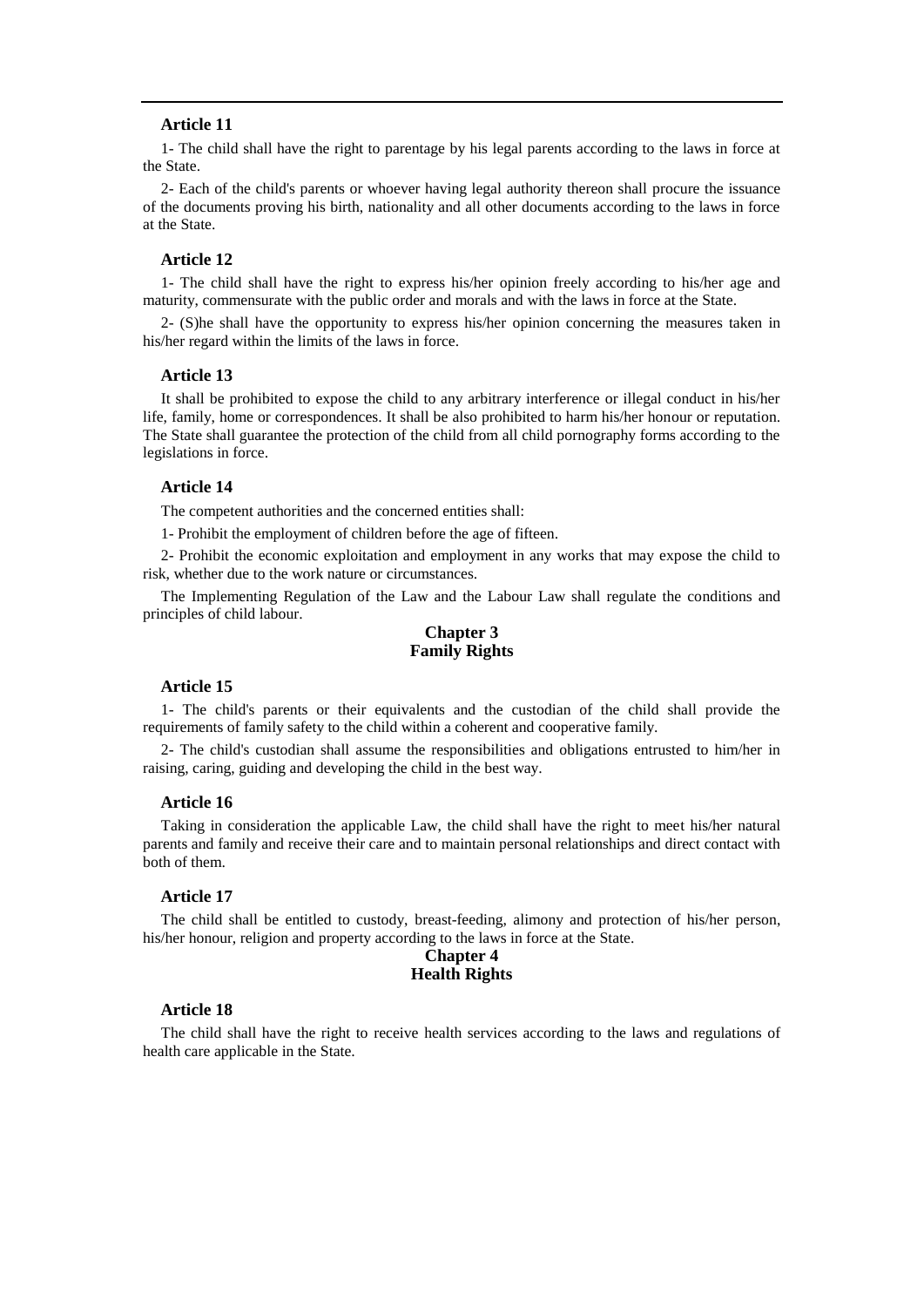### Article 11

1- The child shall have the right to parentage by his legal parents according to the laws in force at the State.

2- Each of the child's parents or whoever having legal authority thereon shall procure the issuance of the documents proving his birth, nationality and all other documents according to the laws in force at the State.

### Article 12

1- The child shall have the right to express his/her opinion freely according to his/her age and maturity, commensurate with the public order and morals and with the laws in force at the State.

2- (S)he shall have the opportunity to express his/her opinion concerning the measures taken in his/her regard within the limits of the laws in force.

### Article 13

It shall be prohibited to expose the child to any arbitrary interference or illegal conduct in his/her life, family, home or correspondences. It shall be also prohibited to harm his/her honour or reputation. The State shall guarantee the protection of the child from all child pornography forms according to the legislations in force.

### Article 14

The competent authorities and the concerned entities shall:

1- Prohibit the employment of children before the age of fifteen.

2- Prohibit the economic exploitation and employment in any works that may expose the child to risk, whether due to the work nature or circumstances.

The Implementing Regulation of the Law and the Labour Law shall regulate the conditions and principles of child labour.

## Chapter 3
## Family Rights

### Article 15

1- The child's parents or their equivalents and the custodian of the child shall provide the requirements of family safety to the child within a coherent and cooperative family.

2- The child's custodian shall assume the responsibilities and obligations entrusted to him/her in raising, caring, guiding and developing the child in the best way.

### Article 16

Taking in consideration the applicable Law, the child shall have the right to meet his/her natural parents and family and receive their care and to maintain personal relationships and direct contact with both of them.

### Article 17

The child shall be entitled to custody, breast-feeding, alimony and protection of his/her person, his/her honour, religion and property according to the laws in force at the State.

## Chapter 4
## Health Rights

### Article 18

The child shall have the right to receive health services according to the laws and regulations of health care applicable in the State.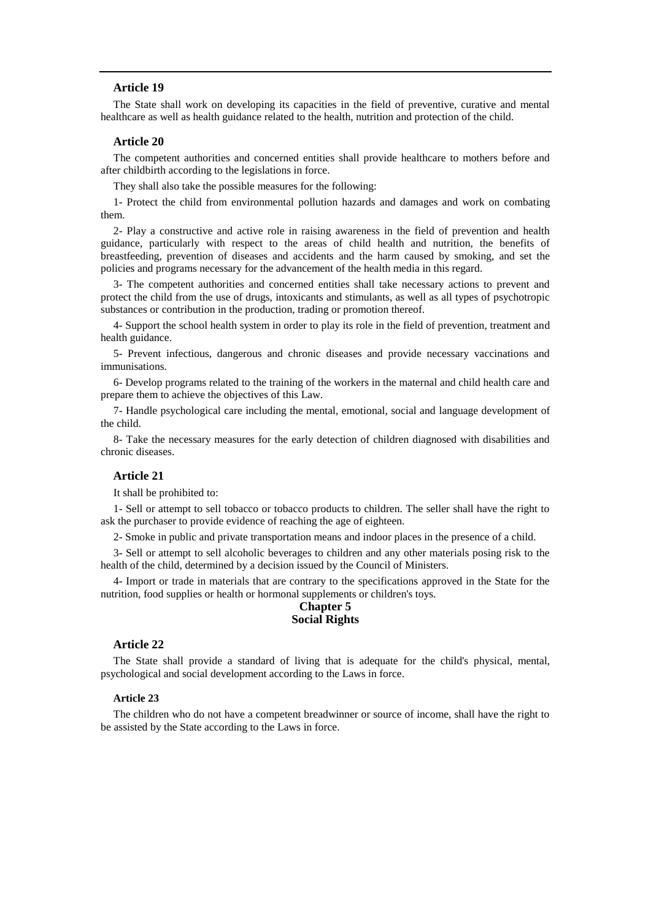### Article 19

The State shall work on developing its capacities in the field of preventive, curative and mental healthcare as well as health guidance related to the health, nutrition and protection of the child.

### Article 20

The competent authorities and concerned entities shall provide healthcare to mothers before and after childbirth according to the legislations in force.

They shall also take the possible measures for the following:

1- Protect the child from environmental pollution hazards and damages and work on combating them.

2- Play a constructive and active role in raising awareness in the field of prevention and health guidance, particularly with respect to the areas of child health and nutrition, the benefits of breastfeeding, prevention of diseases and accidents and the harm caused by smoking, and set the policies and programs necessary for the advancement of the health media in this regard.

3- The competent authorities and concerned entities shall take necessary actions to prevent and protect the child from the use of drugs, intoxicants and stimulants, as well as all types of psychotropic substances or contribution in the production, trading or promotion thereof.

4- Support the school health system in order to play its role in the field of prevention, treatment and health guidance.

5- Prevent infectious, dangerous and chronic diseases and provide necessary vaccinations and immunisations.

6- Develop programs related to the training of the workers in the maternal and child health care and prepare them to achieve the objectives of this Law.

7- Handle psychological care including the mental, emotional, social and language development of the child.

8- Take the necessary measures for the early detection of children diagnosed with disabilities and chronic diseases.

### Article 21

It shall be prohibited to:

1- Sell or attempt to sell tobacco or tobacco products to children. The seller shall have the right to ask the purchaser to provide evidence of reaching the age of eighteen.

2- Smoke in public and private transportation means and indoor places in the presence of a child.

3- Sell or attempt to sell alcoholic beverages to children and any other materials posing risk to the health of the child, determined by a decision issued by the Council of Ministers.

4- Import or trade in materials that are contrary to the specifications approved in the State for the nutrition, food supplies or health or hormonal supplements or children's toys.

## Chapter 5
## Social Rights

### Article 22

The State shall provide a standard of living that is adequate for the child's physical, mental, psychological and social development according to the Laws in force.

### Article 23

The children who do not have a competent breadwinner or source of income, shall have the right to be assisted by the State according to the Laws in force.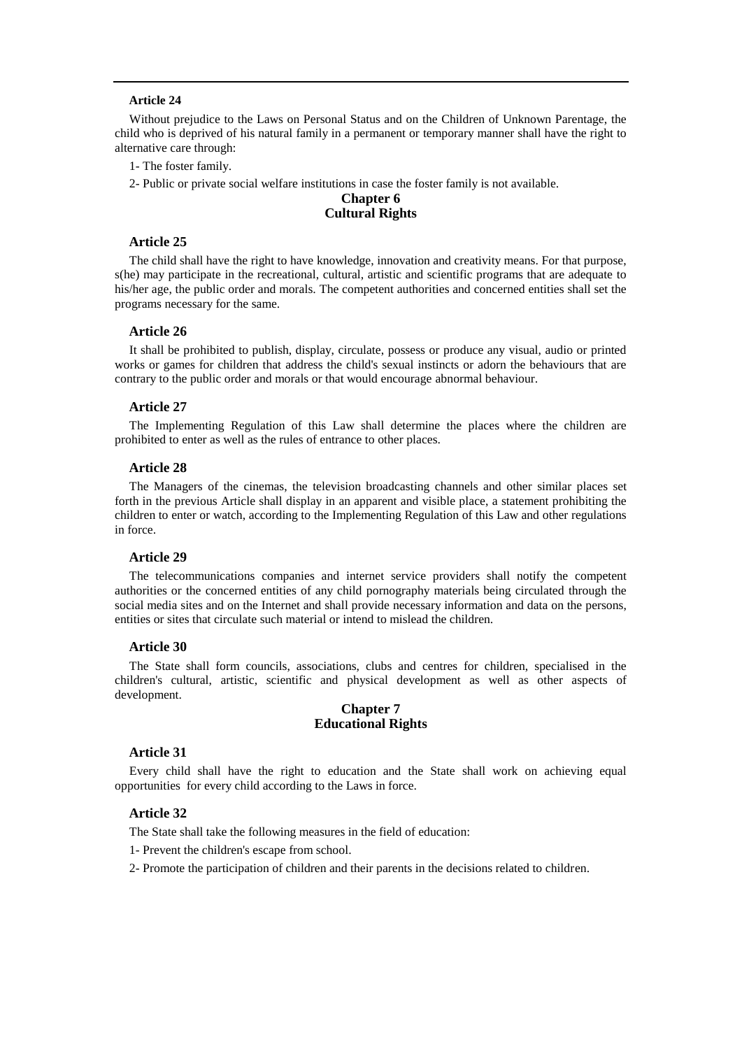### Article 24

Without prejudice to the Laws on Personal Status and on the Children of Unknown Parentage, the child who is deprived of his natural family in a permanent or temporary manner shall have the right to alternative care through:

1- The foster family.

2- Public or private social welfare institutions in case the foster family is not available.

## Chapter 6
## Cultural Rights

### Article 25

The child shall have the right to have knowledge, innovation and creativity means. For that purpose, s(he) may participate in the recreational, cultural, artistic and scientific programs that are adequate to his/her age, the public order and morals. The competent authorities and concerned entities shall set the programs necessary for the same.

### Article 26

It shall be prohibited to publish, display, circulate, possess or produce any visual, audio or printed works or games for children that address the child's sexual instincts or adorn the behaviours that are contrary to the public order and morals or that would encourage abnormal behaviour.

### Article 27

The Implementing Regulation of this Law shall determine the places where the children are prohibited to enter as well as the rules of entrance to other places.

### Article 28

The Managers of the cinemas, the television broadcasting channels and other similar places set forth in the previous Article shall display in an apparent and visible place, a statement prohibiting the children to enter or watch, according to the Implementing Regulation of this Law and other regulations in force.

### Article 29

The telecommunications companies and internet service providers shall notify the competent authorities or the concerned entities of any child pornography materials being circulated through the social media sites and on the Internet and shall provide necessary information and data on the persons, entities or sites that circulate such material or intend to mislead the children.

### Article 30

The State shall form councils, associations, clubs and centres for children, specialised in the children's cultural, artistic, scientific and physical development as well as other aspects of development.

## Chapter 7
## Educational Rights

### Article 31

Every child shall have the right to education and the State shall work on achieving equal opportunities for every child according to the Laws in force.

### Article 32

The State shall take the following measures in the field of education:

1- Prevent the children's escape from school.

2- Promote the participation of children and their parents in the decisions related to children.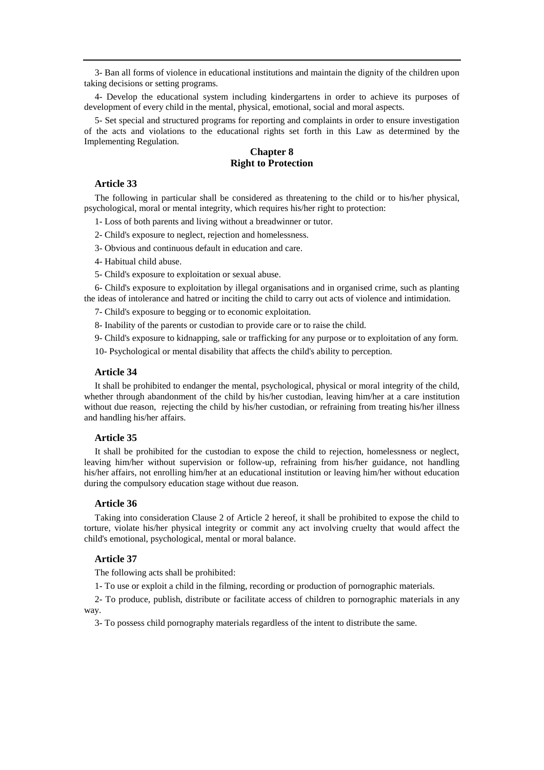3- Ban all forms of violence in educational institutions and maintain the dignity of the children upon taking decisions or setting programs.

4- Develop the educational system including kindergartens in order to achieve its purposes of development of every child in the mental, physical, emotional, social and moral aspects.

5- Set special and structured programs for reporting and complaints in order to ensure investigation of the acts and violations to the educational rights set forth in this Law as determined by the Implementing Regulation.

## Chapter 8
## Right to Protection

### Article 33

The following in particular shall be considered as threatening to the child or to his/her physical, psychological, moral or mental integrity, which requires his/her right to protection:

1- Loss of both parents and living without a breadwinner or tutor.

2- Child's exposure to neglect, rejection and homelessness.

3- Obvious and continuous default in education and care.

4- Habitual child abuse.

5- Child's exposure to exploitation or sexual abuse.

6- Child's exposure to exploitation by illegal organisations and in organised crime, such as planting the ideas of intolerance and hatred or inciting the child to carry out acts of violence and intimidation.

7- Child's exposure to begging or to economic exploitation.

8- Inability of the parents or custodian to provide care or to raise the child.

9- Child's exposure to kidnapping, sale or trafficking for any purpose or to exploitation of any form.

10- Psychological or mental disability that affects the child's ability to perception.

### Article 34

It shall be prohibited to endanger the mental, psychological, physical or moral integrity of the child, whether through abandonment of the child by his/her custodian, leaving him/her at a care institution without due reason, rejecting the child by his/her custodian, or refraining from treating his/her illness and handling his/her affairs.

### Article 35

It shall be prohibited for the custodian to expose the child to rejection, homelessness or neglect, leaving him/her without supervision or follow-up, refraining from his/her guidance, not handling his/her affairs, not enrolling him/her at an educational institution or leaving him/her without education during the compulsory education stage without due reason.

### Article 36

Taking into consideration Clause 2 of Article 2 hereof, it shall be prohibited to expose the child to torture, violate his/her physical integrity or commit any act involving cruelty that would affect the child's emotional, psychological, mental or moral balance.

### Article 37

The following acts shall be prohibited:

1- To use or exploit a child in the filming, recording or production of pornographic materials.

2- To produce, publish, distribute or facilitate access of children to pornographic materials in any way.

3- To possess child pornography materials regardless of the intent to distribute the same.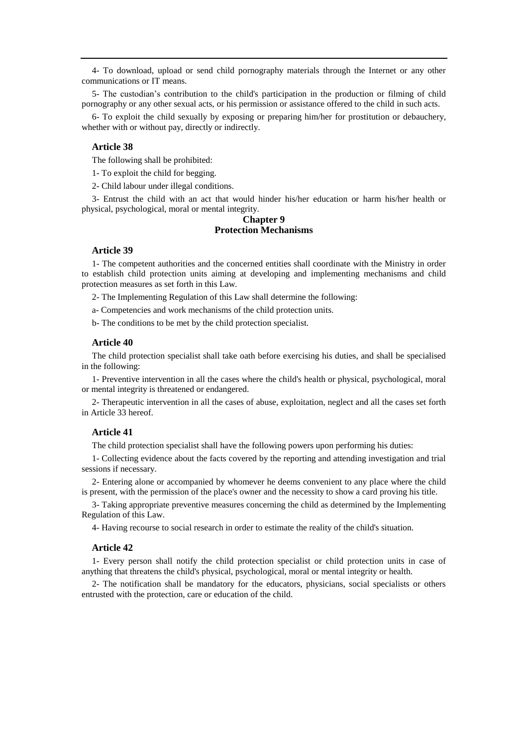4- To download, upload or send child pornography materials through the Internet or any other communications or IT means.

5- The custodian's contribution to the child's participation in the production or filming of child pornography or any other sexual acts, or his permission or assistance offered to the child in such acts.

6- To exploit the child sexually by exposing or preparing him/her for prostitution or debauchery, whether with or without pay, directly or indirectly.

### Article 38

The following shall be prohibited:

1- To exploit the child for begging.

2- Child labour under illegal conditions.

3- Entrust the child with an act that would hinder his/her education or harm his/her health or physical, psychological, moral or mental integrity.

## Chapter 9
## Protection Mechanisms

### Article 39

1- The competent authorities and the concerned entities shall coordinate with the Ministry in order to establish child protection units aiming at developing and implementing mechanisms and child protection measures as set forth in this Law.

2- The Implementing Regulation of this Law shall determine the following:

a- Competencies and work mechanisms of the child protection units.

b- The conditions to be met by the child protection specialist.

### Article 40

The child protection specialist shall take oath before exercising his duties, and shall be specialised in the following:

1- Preventive intervention in all the cases where the child's health or physical, psychological, moral or mental integrity is threatened or endangered.

2- Therapeutic intervention in all the cases of abuse, exploitation, neglect and all the cases set forth in Article 33 hereof.

### Article 41

The child protection specialist shall have the following powers upon performing his duties:

1- Collecting evidence about the facts covered by the reporting and attending investigation and trial sessions if necessary.

2- Entering alone or accompanied by whomever he deems convenient to any place where the child is present, with the permission of the place's owner and the necessity to show a card proving his title.

3- Taking appropriate preventive measures concerning the child as determined by the Implementing Regulation of this Law.

4- Having recourse to social research in order to estimate the reality of the child's situation.

### Article 42

1- Every person shall notify the child protection specialist or child protection units in case of anything that threatens the child's physical, psychological, moral or mental integrity or health.

2- The notification shall be mandatory for the educators, physicians, social specialists or others entrusted with the protection, care or education of the child.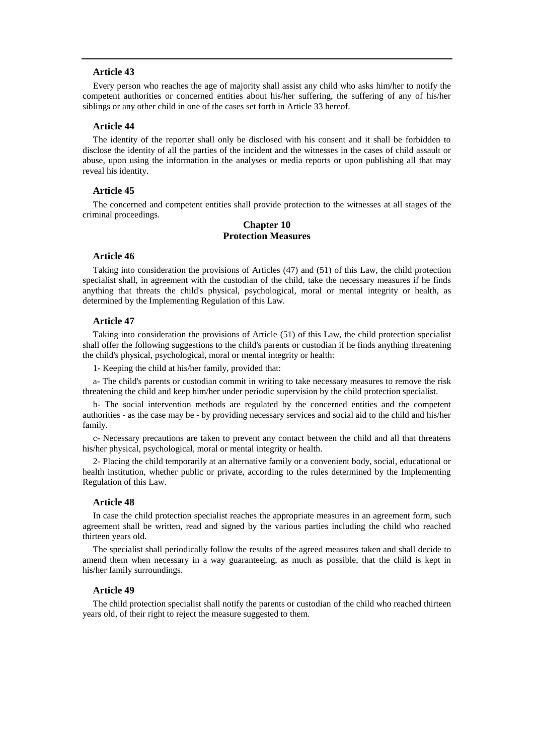### Article 43

Every person who reaches the age of majority shall assist any child who asks him/her to notify the competent authorities or concerned entities about his/her suffering, the suffering of any of his/her siblings or any other child in one of the cases set forth in Article 33 hereof.

### Article 44

The identity of the reporter shall only be disclosed with his consent and it shall be forbidden to disclose the identity of all the parties of the incident and the witnesses in the cases of child assault or abuse, upon using the information in the analyses or media reports or upon publishing all that may reveal his identity.

### Article 45

The concerned and competent entities shall provide protection to the witnesses at all stages of the criminal proceedings.

## Chapter 10
## Protection Measures

### Article 46

Taking into consideration the provisions of Articles (47) and (51) of this Law, the child protection specialist shall, in agreement with the custodian of the child, take the necessary measures if he finds anything that threats the child's physical, psychological, moral or mental integrity or health, as determined by the Implementing Regulation of this Law.

### Article 47

Taking into consideration the provisions of Article (51) of this Law, the child protection specialist shall offer the following suggestions to the child's parents or custodian if he finds anything threatening the child's physical, psychological, moral or mental integrity or health:

1- Keeping the child at his/her family, provided that:

a- The child's parents or custodian commit in writing to take necessary measures to remove the risk threatening the child and keep him/her under periodic supervision by the child protection specialist.

b- The social intervention methods are regulated by the concerned entities and the competent authorities - as the case may be - by providing necessary services and social aid to the child and his/her family.

c- Necessary precautions are taken to prevent any contact between the child and all that threatens his/her physical, psychological, moral or mental integrity or health.

2- Placing the child temporarily at an alternative family or a convenient body, social, educational or health institution, whether public or private, according to the rules determined by the Implementing Regulation of this Law.

### Article 48

In case the child protection specialist reaches the appropriate measures in an agreement form, such agreement shall be written, read and signed by the various parties including the child who reached thirteen years old.

The specialist shall periodically follow the results of the agreed measures taken and shall decide to amend them when necessary in a way guaranteeing, as much as possible, that the child is kept in his/her family surroundings.

### Article 49

The child protection specialist shall notify the parents or custodian of the child who reached thirteen years old, of their right to reject the measure suggested to them.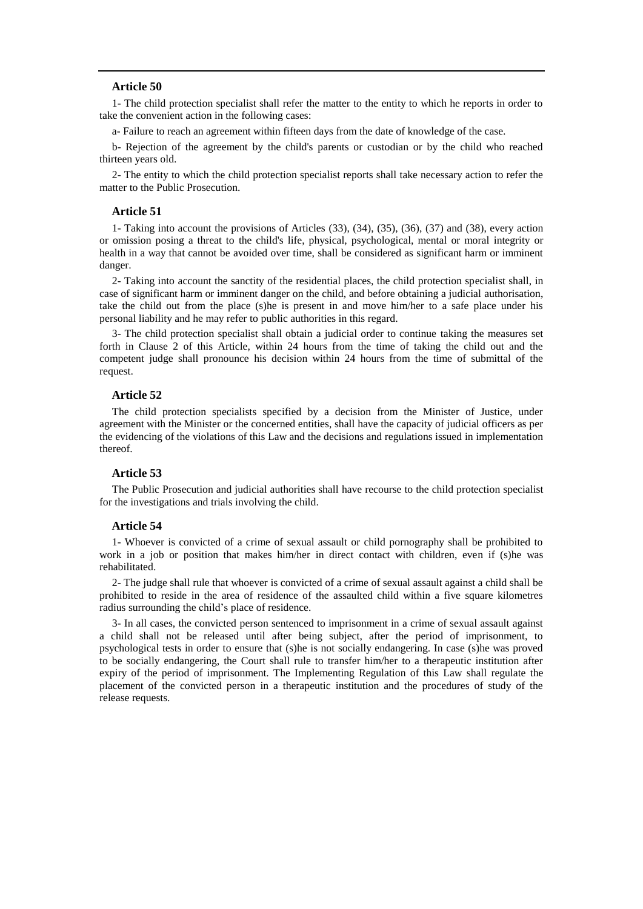### Article 50

1- The child protection specialist shall refer the matter to the entity to which he reports in order to take the convenient action in the following cases:

a- Failure to reach an agreement within fifteen days from the date of knowledge of the case.

b- Rejection of the agreement by the child's parents or custodian or by the child who reached thirteen years old.

2- The entity to which the child protection specialist reports shall take necessary action to refer the matter to the Public Prosecution.

### Article 51

1- Taking into account the provisions of Articles (33), (34), (35), (36), (37) and (38), every action or omission posing a threat to the child's life, physical, psychological, mental or moral integrity or health in a way that cannot be avoided over time, shall be considered as significant harm or imminent danger.

2- Taking into account the sanctity of the residential places, the child protection specialist shall, in case of significant harm or imminent danger on the child, and before obtaining a judicial authorisation, take the child out from the place (s)he is present in and move him/her to a safe place under his personal liability and he may refer to public authorities in this regard.

3- The child protection specialist shall obtain a judicial order to continue taking the measures set forth in Clause 2 of this Article, within 24 hours from the time of taking the child out and the competent judge shall pronounce his decision within 24 hours from the time of submittal of the request.

### Article 52

The child protection specialists specified by a decision from the Minister of Justice, under agreement with the Minister or the concerned entities, shall have the capacity of judicial officers as per the evidencing of the violations of this Law and the decisions and regulations issued in implementation thereof.

### Article 53

The Public Prosecution and judicial authorities shall have recourse to the child protection specialist for the investigations and trials involving the child.

### Article 54

1- Whoever is convicted of a crime of sexual assault or child pornography shall be prohibited to work in a job or position that makes him/her in direct contact with children, even if (s)he was rehabilitated.

2- The judge shall rule that whoever is convicted of a crime of sexual assault against a child shall be prohibited to reside in the area of residence of the assaulted child within a five square kilometres radius surrounding the child's place of residence.

3- In all cases, the convicted person sentenced to imprisonment in a crime of sexual assault against a child shall not be released until after being subject, after the period of imprisonment, to psychological tests in order to ensure that (s)he is not socially endangering. In case (s)he was proved to be socially endangering, the Court shall rule to transfer him/her to a therapeutic institution after expiry of the period of imprisonment. The Implementing Regulation of this Law shall regulate the placement of the convicted person in a therapeutic institution and the procedures of study of the release requests.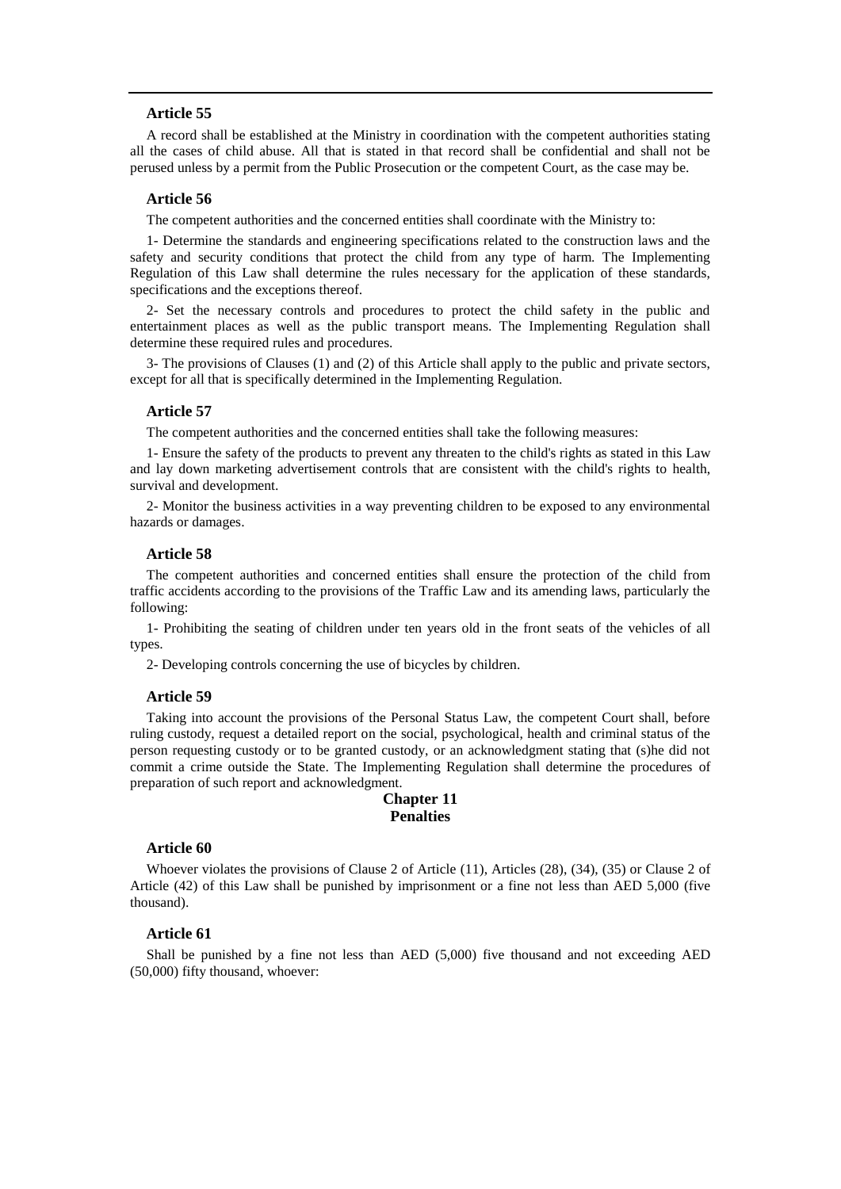### Article 55

A record shall be established at the Ministry in coordination with the competent authorities stating all the cases of child abuse. All that is stated in that record shall be confidential and shall not be perused unless by a permit from the Public Prosecution or the competent Court, as the case may be.

### Article 56

The competent authorities and the concerned entities shall coordinate with the Ministry to:

1- Determine the standards and engineering specifications related to the construction laws and the safety and security conditions that protect the child from any type of harm. The Implementing Regulation of this Law shall determine the rules necessary for the application of these standards, specifications and the exceptions thereof.

2- Set the necessary controls and procedures to protect the child safety in the public and entertainment places as well as the public transport means. The Implementing Regulation shall determine these required rules and procedures.

3- The provisions of Clauses (1) and (2) of this Article shall apply to the public and private sectors, except for all that is specifically determined in the Implementing Regulation.

### Article 57

The competent authorities and the concerned entities shall take the following measures:

1- Ensure the safety of the products to prevent any threaten to the child's rights as stated in this Law and lay down marketing advertisement controls that are consistent with the child's rights to health, survival and development.

2- Monitor the business activities in a way preventing children to be exposed to any environmental hazards or damages.

### Article 58

The competent authorities and concerned entities shall ensure the protection of the child from traffic accidents according to the provisions of the Traffic Law and its amending laws, particularly the following:

1- Prohibiting the seating of children under ten years old in the front seats of the vehicles of all types.

2- Developing controls concerning the use of bicycles by children.

### Article 59

Taking into account the provisions of the Personal Status Law, the competent Court shall, before ruling custody, request a detailed report on the social, psychological, health and criminal status of the person requesting custody or to be granted custody, or an acknowledgment stating that (s)he did not commit a crime outside the State. The Implementing Regulation shall determine the procedures of preparation of such report and acknowledgment.

## Chapter 11
## Penalties

### Article 60

Whoever violates the provisions of Clause 2 of Article (11), Articles (28), (34), (35) or Clause 2 of Article (42) of this Law shall be punished by imprisonment or a fine not less than AED 5,000 (five thousand).

### Article 61

Shall be punished by a fine not less than AED (5,000) five thousand and not exceeding AED (50,000) fifty thousand, whoever: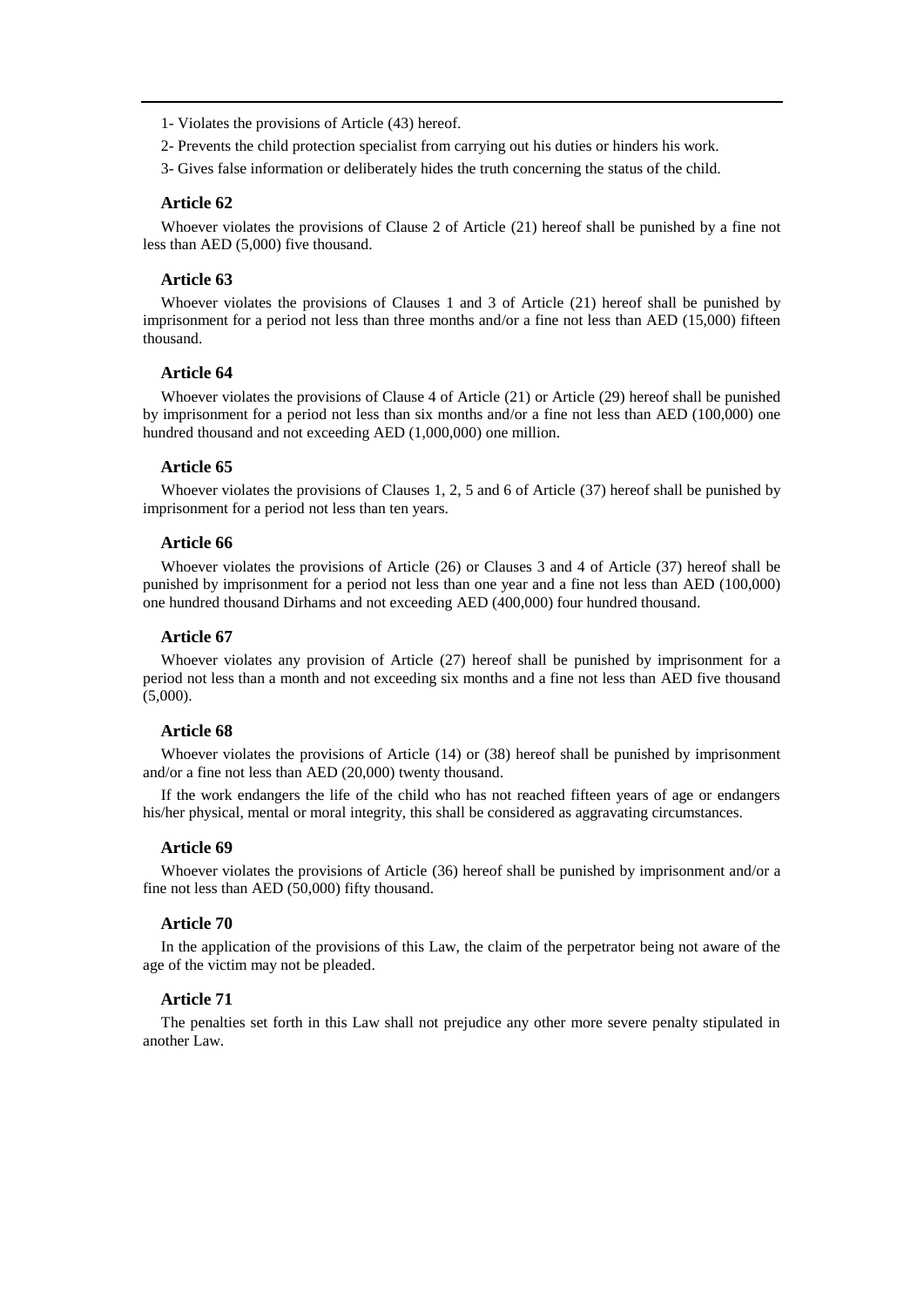1- Violates the provisions of Article (43) hereof.

2- Prevents the child protection specialist from carrying out his duties or hinders his work.

3- Gives false information or deliberately hides the truth concerning the status of the child.

### Article 62

Whoever violates the provisions of Clause 2 of Article (21) hereof shall be punished by a fine not less than AED (5,000) five thousand.

### Article 63

Whoever violates the provisions of Clauses 1 and 3 of Article (21) hereof shall be punished by imprisonment for a period not less than three months and/or a fine not less than AED (15,000) fifteen thousand.

### Article 64

Whoever violates the provisions of Clause 4 of Article (21) or Article (29) hereof shall be punished by imprisonment for a period not less than six months and/or a fine not less than AED (100,000) one hundred thousand and not exceeding AED (1,000,000) one million.

### Article 65

Whoever violates the provisions of Clauses 1, 2, 5 and 6 of Article (37) hereof shall be punished by imprisonment for a period not less than ten years.

### Article 66

Whoever violates the provisions of Article (26) or Clauses 3 and 4 of Article (37) hereof shall be punished by imprisonment for a period not less than one year and a fine not less than AED (100,000) one hundred thousand Dirhams and not exceeding AED (400,000) four hundred thousand.

### Article 67

Whoever violates any provision of Article (27) hereof shall be punished by imprisonment for a period not less than a month and not exceeding six months and a fine not less than AED five thousand (5,000).

### Article 68

Whoever violates the provisions of Article (14) or (38) hereof shall be punished by imprisonment and/or a fine not less than AED (20,000) twenty thousand.

If the work endangers the life of the child who has not reached fifteen years of age or endangers his/her physical, mental or moral integrity, this shall be considered as aggravating circumstances.

### Article 69

Whoever violates the provisions of Article (36) hereof shall be punished by imprisonment and/or a fine not less than AED (50,000) fifty thousand.

### Article 70

In the application of the provisions of this Law, the claim of the perpetrator being not aware of the age of the victim may not be pleaded.

### Article 71

The penalties set forth in this Law shall not prejudice any other more severe penalty stipulated in another Law.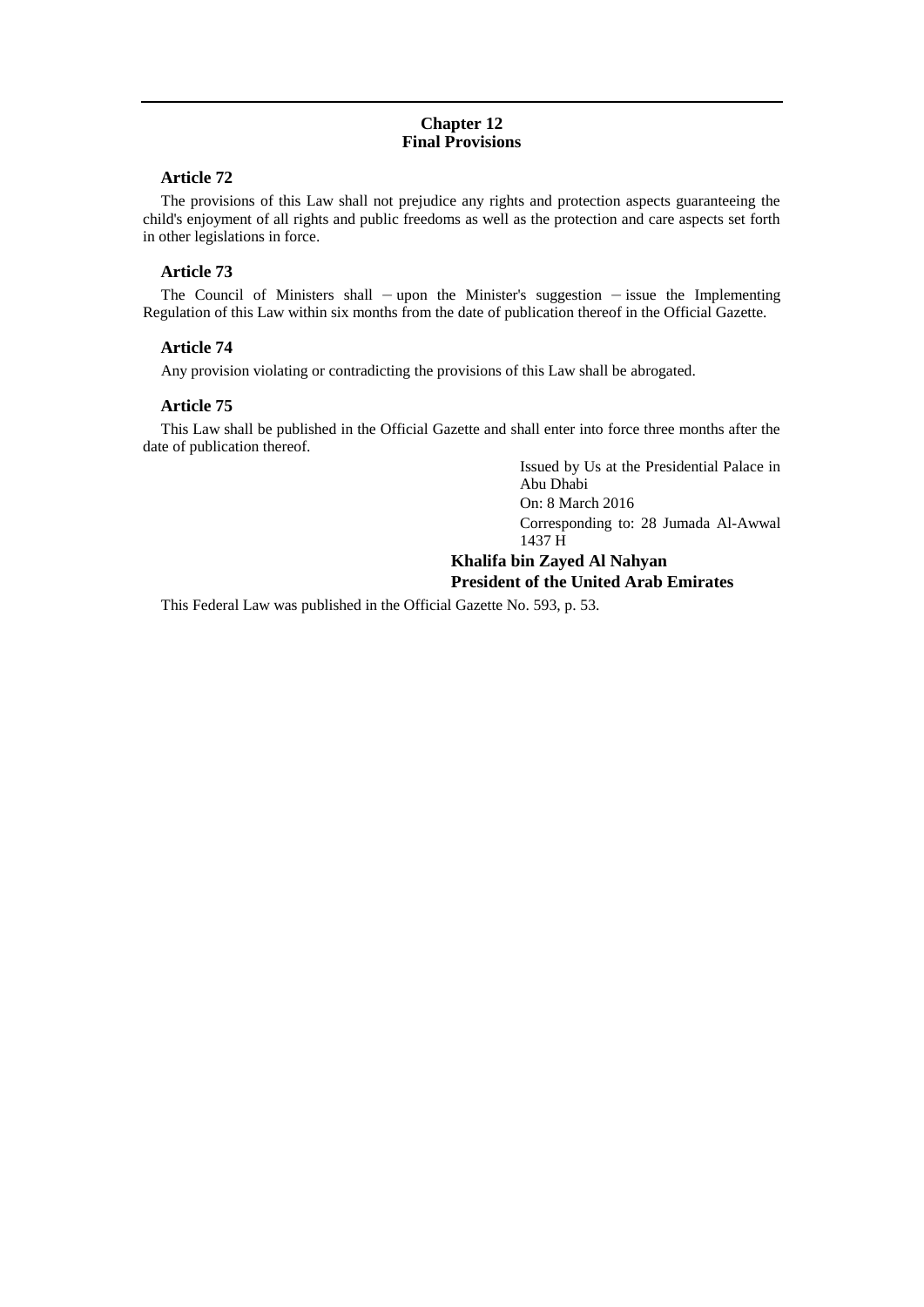## Chapter 12
## Final Provisions

### Article 72

The provisions of this Law shall not prejudice any rights and protection aspects guaranteeing the child's enjoyment of all rights and public freedoms as well as the protection and care aspects set forth in other legislations in force.

### Article 73

The Council of Ministers shall – upon the Minister's suggestion – issue the Implementing Regulation of this Law within six months from the date of publication thereof in the Official Gazette.

### Article 74

Any provision violating or contradicting the provisions of this Law shall be abrogated.

### Article 75

This Law shall be published in the Official Gazette and shall enter into force three months after the date of publication thereof.

Issued by Us at the Presidential Palace in Abu Dhabi

On: 8 March 2016

Corresponding to: 28 Jumada Al-Awwal 1437 H

**Khalifa bin Zayed Al Nahyan**
**President of the United Arab Emirates**

This Federal Law was published in the Official Gazette No. 593, p. 53.